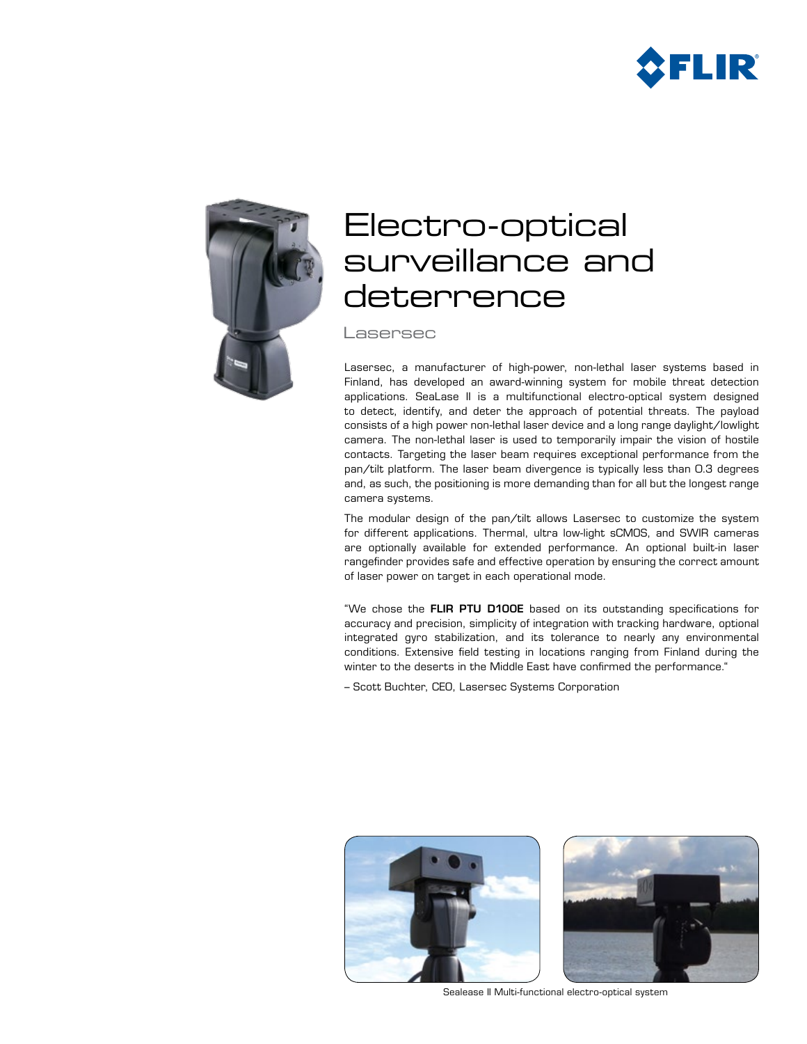# Electro-optical surveillance and deterrence

## Lasersec

Lasersec, a manufacturer of high-power, non-lethal laser systems based in Finland, has developed an award-winning system for mobile threat detection applications. SeaLase II is a multifunctional electro-optical system designed to detect, identify, and deter the approach of potential threats. The payload consists of a high power non-lethal laser device and a long range daylight/lowlight camera. The non-lethal laser is used to temporarily impair the vision of hostile contacts. Targeting the laser beam requires exceptional performance from the pan/tilt platform. The laser beam divergence is typically less than 0.3 degrees and, as such, the positioning is more demanding than for all but the longest range camera systems.

The modular design of the pan/tilt allows Lasersec to customize the system for different applications. Thermal, ultra low-light sCMOS, and SWIR cameras are optionally available for extended performance. An optional built-in laser rangefinder provides safe and effective operation by ensuring the correct amount of laser power on target in each operational mode.

"We chose the **FLIR PTU D100E** based on its outstanding specifications for accuracy and precision, simplicity of integration with tracking hardware, optional integrated gyro stabilization, and its tolerance to nearly any environmental conditions. Extensive field testing in locations ranging from Finland during the winter to the deserts in the Middle East have confirmed the performance."

– Scott Buchter, CEO, Lasersec Systems Corporation

Sealease II Multi-functional electro-optical system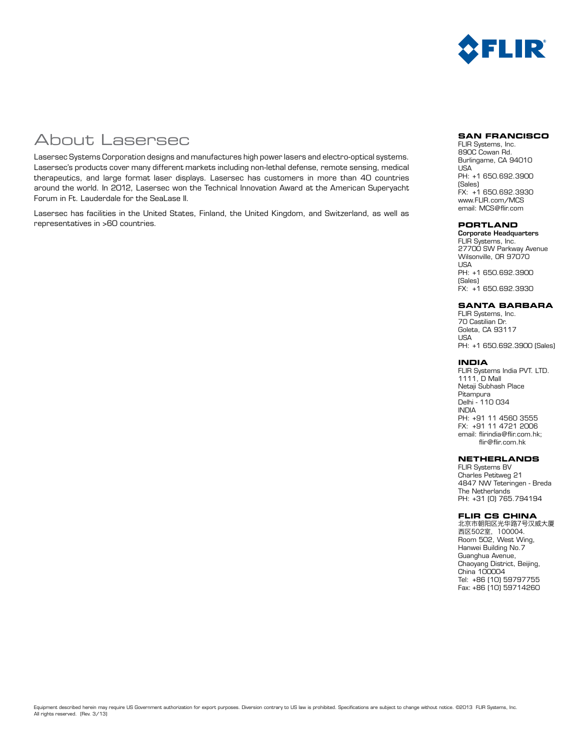# About Lasersec

Lasersec Systems Corporation designs and manufactures high power lasers and electro-optical systems. Lasersec's products cover many different markets including non-lethal defense, remote sensing, medical therapeutics, and large format laser displays. Lasersec has customers in more than 40 countries around the world. In 2012, Lasersec won the Technical Innovation Award at the American Superyacht Forum in Ft. Lauderdale for the SeaLase II.

Lasersec has facilities in the United States, Finland, the United Kingdom, and Switzerland, as well as representatives in >60 countries.

### SAN FRANCISCO

FLIR Systems, Inc.
890C Cowan Rd.
Burlingame, CA 94010
USA
PH: +1 650.692.3900 (Sales)
FX: +1 650.692.3930
www.FLIR.com/MCS
email: MCS@flir.com

### PORTLAND

**Corporate Headquarters**
FLIR Systems, Inc.
27700 SW Parkway Avenue
Wilsonville, OR 97070
USA
PH: +1 650.692.3900 (Sales)
FX: +1 650.692.3930

### SANTA BARBARA

FLIR Systems, Inc.
70 Castilian Dr.
Goleta, CA 93117
USA
PH: +1 650.692.3900 (Sales)

### INDIA

FLIR Systems India PVT. LTD.
1111, D Mall
Netaji Subhash Place
Pitampura
Delhi - 110 034
INDIA
PH: +91 11 4560 3555
FX: +91 11 4721 2006
email: flirindia@flir.com.hk; flir@flir.com.hk

### NETHERLANDS

FLIR Systems BV
Charles Petitweg 21
4847 NW Teteringen - Breda
The Netherlands
PH: +31 (0) 765.794194

### FLIR CS CHINA

北京市朝阳区光华路7号汉威大厦西区502室，100004.
Room 502, West Wing,
Hanwei Building No.7
Guanghua Avenue,
Chaoyang District, Beijing,
China 100004
Tel: +86 (10) 59797755
Fax: +86 (10) 59714260

Equipment described herein may require US Government authorization for export purposes. Diversion contrary to US law is prohibited. Specifications are subject to change without notice. ©2013 FLIR Systems, Inc. All rights reserved. (Rev. 3/13)